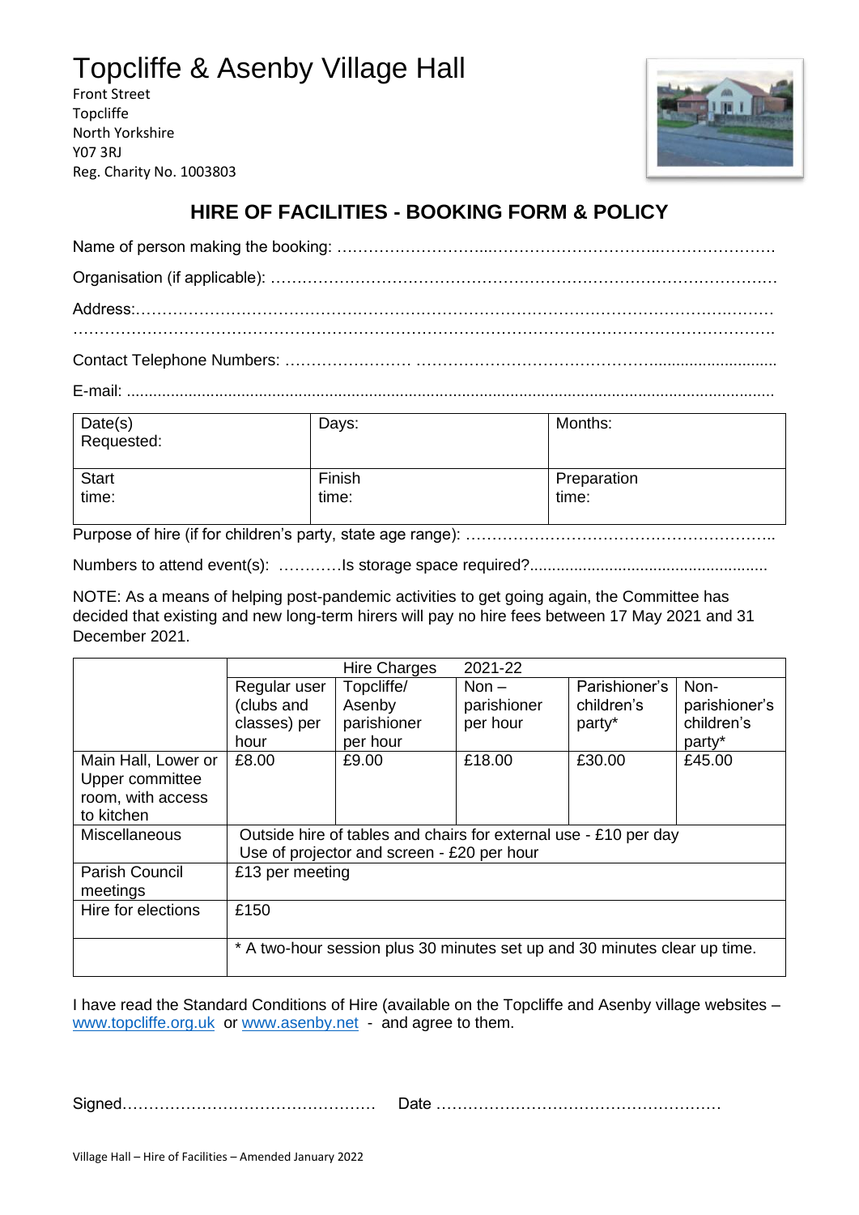# Topcliffe & Asenby Village Hall

Front Street
Topcliffe
North Yorkshire
Y07 3RJ
Reg. Charity No. 1003803

## HIRE OF FACILITIES - BOOKING FORM & POLICY

Name of person making the booking: …………………………..……………………………..………………….

Organisation (if applicable): ……………………………………………………………………………………

Address:………………………………………………………………………………………………………

……………………………………………………………………………………………………………………

Contact Telephone Numbers: …………………… …………………………………………...........................

E-mail: ..................................................................................................................................................

| Date(s) Requested: | Days: | Months: |
|---|---|---|
| Start time: | Finish time: | Preparation time: |

Purpose of hire (if for children's party, state age range): ………………………………………………..

Numbers to attend event(s): …………Is storage space required?.....................................................

NOTE: As a means of helping post-pandemic activities to get going again, the Committee has decided that existing and new long-term hirers will pay no hire fees between 17 May 2021 and 31 December 2021.

| | | Hire Charges | 2021-22 | | |
|---|---|---|---|---|---|
| | Regular user (clubs and classes) per hour | Topcliffe/ Asenby parishioner per hour | Non – parishioner per hour | Parishioner's children's party* | Non-parishioner's children's party* |
| Main Hall, Lower or Upper committee room, with access to kitchen | £8.00 | £9.00 | £18.00 | £30.00 | £45.00 |
| Miscellaneous | Outside hire of tables and chairs for external use - £10 per day<br>Use of projector and screen - £20 per hour | | | | |
| Parish Council meetings | £13 per meeting | | | | |
| Hire for elections | £150 | | | | |
| | * A two-hour session plus 30 minutes set up and 30 minutes clear up time. | | | | |

I have read the Standard Conditions of Hire (available on the Topcliffe and Asenby village websites – www.topcliffe.org.uk or www.asenby.net - and agree to them.

Signed…………………………………………  Date ………………………………………………

Village Hall – Hire of Facilities – Amended January 2022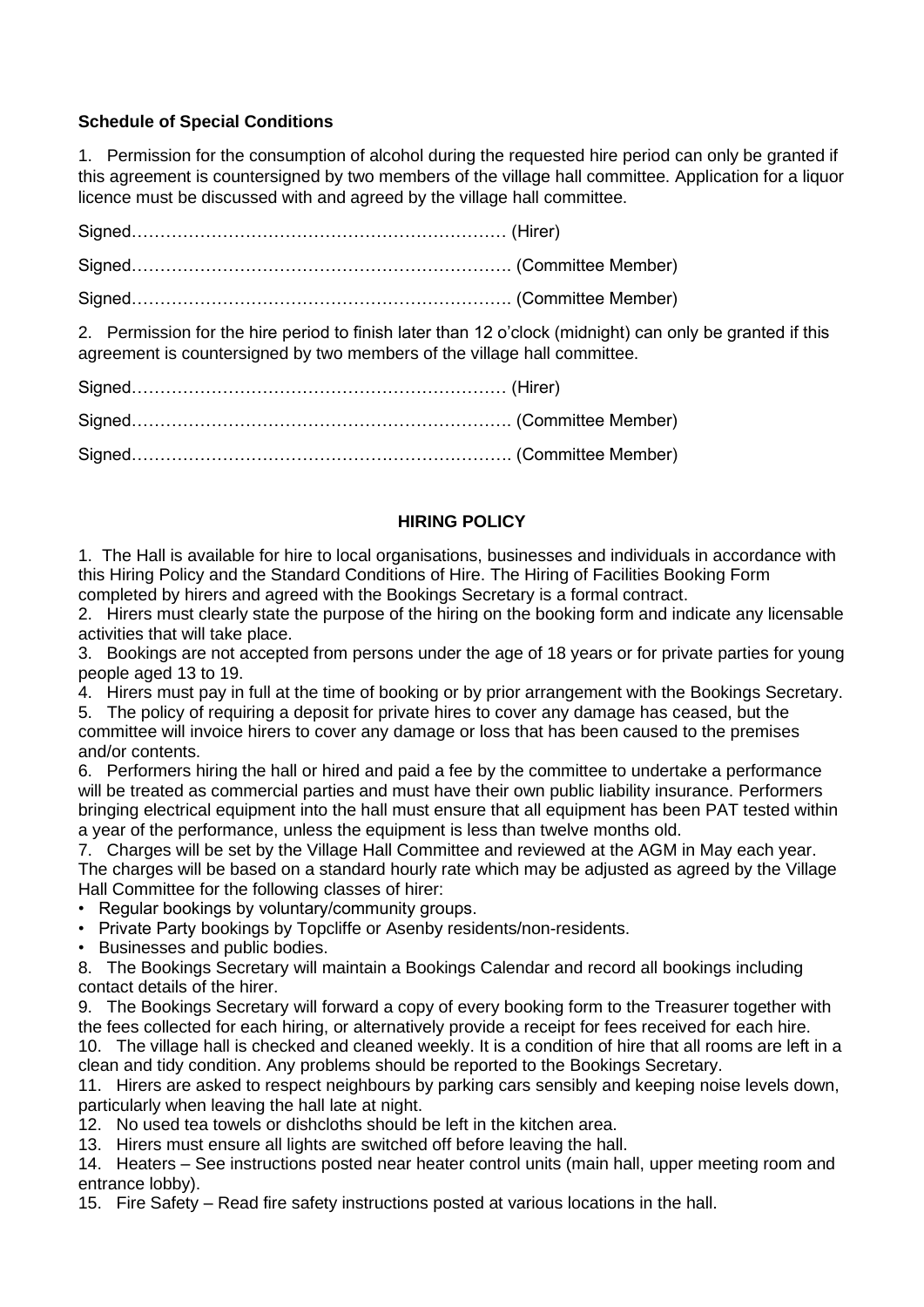**Schedule of Special Conditions**

1. Permission for the consumption of alcohol during the requested hire period can only be granted if this agreement is countersigned by two members of the village hall committee. Application for a liquor licence must be discussed with and agreed by the village hall committee.

Signed………………………………………………………… (Hirer)

Signed…………………………………………………………. (Committee Member)

Signed…………………………………………………………. (Committee Member)

2. Permission for the hire period to finish later than 12 o'clock (midnight) can only be granted if this agreement is countersigned by two members of the village hall committee.

Signed………………………………………………………… (Hirer)

Signed…………………………………………………………. (Committee Member)

Signed…………………………………………………………. (Committee Member)

## HIRING POLICY

1. The Hall is available for hire to local organisations, businesses and individuals in accordance with this Hiring Policy and the Standard Conditions of Hire. The Hiring of Facilities Booking Form completed by hirers and agreed with the Bookings Secretary is a formal contract.
2. Hirers must clearly state the purpose of the hiring on the booking form and indicate any licensable activities that will take place.
3. Bookings are not accepted from persons under the age of 18 years or for private parties for young people aged 13 to 19.
4. Hirers must pay in full at the time of booking or by prior arrangement with the Bookings Secretary.
5. The policy of requiring a deposit for private hires to cover any damage has ceased, but the committee will invoice hirers to cover any damage or loss that has been caused to the premises and/or contents.
6. Performers hiring the hall or hired and paid a fee by the committee to undertake a performance will be treated as commercial parties and must have their own public liability insurance. Performers bringing electrical equipment into the hall must ensure that all equipment has been PAT tested within a year of the performance, unless the equipment is less than twelve months old.
7. Charges will be set by the Village Hall Committee and reviewed at the AGM in May each year. The charges will be based on a standard hourly rate which may be adjusted as agreed by the Village Hall Committee for the following classes of hirer:
   - Regular bookings by voluntary/community groups.
   - Private Party bookings by Topcliffe or Asenby residents/non-residents.
   - Businesses and public bodies.
8. The Bookings Secretary will maintain a Bookings Calendar and record all bookings including contact details of the hirer.
9. The Bookings Secretary will forward a copy of every booking form to the Treasurer together with the fees collected for each hiring, or alternatively provide a receipt for fees received for each hire.
10. The village hall is checked and cleaned weekly. It is a condition of hire that all rooms are left in a clean and tidy condition. Any problems should be reported to the Bookings Secretary.
11. Hirers are asked to respect neighbours by parking cars sensibly and keeping noise levels down, particularly when leaving the hall late at night.
12. No used tea towels or dishcloths should be left in the kitchen area.
13. Hirers must ensure all lights are switched off before leaving the hall.
14. Heaters – See instructions posted near heater control units (main hall, upper meeting room and entrance lobby).
15. Fire Safety – Read fire safety instructions posted at various locations in the hall.